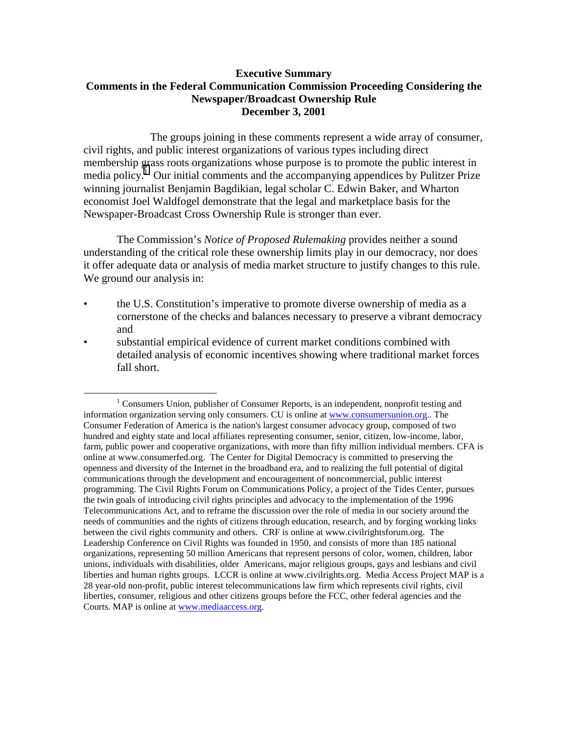**Executive Summary**
**Comments in the Federal Communication Commission Proceeding Considering the Newspaper/Broadcast Ownership Rule**
**December 3, 2001**

The groups joining in these comments represent a wide array of consumer, civil rights, and public interest organizations of various types including direct membership grass roots organizations whose purpose is to promote the public interest in media policy.[1] Our initial comments and the accompanying appendices by Pulitzer Prize winning journalist Benjamin Bagdikian, legal scholar C. Edwin Baker, and Wharton economist Joel Waldfogel demonstrate that the legal and marketplace basis for the Newspaper-Broadcast Cross Ownership Rule is stronger than ever.

The Commission's *Notice of Proposed Rulemaking* provides neither a sound understanding of the critical role these ownership limits play in our democracy, nor does it offer adequate data or analysis of media market structure to justify changes to this rule. We ground our analysis in:

- the U.S. Constitution's imperative to promote diverse ownership of media as a cornerstone of the checks and balances necessary to preserve a vibrant democracy and
- substantial empirical evidence of current market conditions combined with detailed analysis of economic incentives showing where traditional market forces fall short.

---

[1] Consumers Union, publisher of Consumer Reports, is an independent, nonprofit testing and information organization serving only consumers. CU is online at www.consumersunion.org.. The Consumer Federation of America is the nation's largest consumer advocacy group, composed of two hundred and eighty state and local affiliates representing consumer, senior, citizen, low-income, labor, farm, public power and cooperative organizations, with more than fifty million individual members. CFA is online at www.consumerfed.org. The Center for Digital Democracy is committed to preserving the openness and diversity of the Internet in the broadband era, and to realizing the full potential of digital communications through the development and encouragement of noncommercial, public interest programming. The Civil Rights Forum on Communications Policy, a project of the Tides Center, pursues the twin goals of introducing civil rights principles and advocacy to the implementation of the 1996 Telecommunications Act, and to reframe the discussion over the role of media in our society around the needs of communities and the rights of citizens through education, research, and by forging working links between the civil rights community and others. CRF is online at www.civilrightsforum.org. The Leadership Conference on Civil Rights was founded in 1950, and consists of more than 185 national organizations, representing 50 million Americans that represent persons of color, women, children, labor unions, individuals with disabilities, older Americans, major religious groups, gays and lesbians and civil liberties and human rights groups. LCCR is online at www.civilrights.org. Media Access Project MAP is a 28 year-old non-profit, public interest telecommunications law firm which represents civil rights, civil liberties, consumer, religious and other citizens groups before the FCC, other federal agencies and the Courts. MAP is online at www.mediaaccess.org.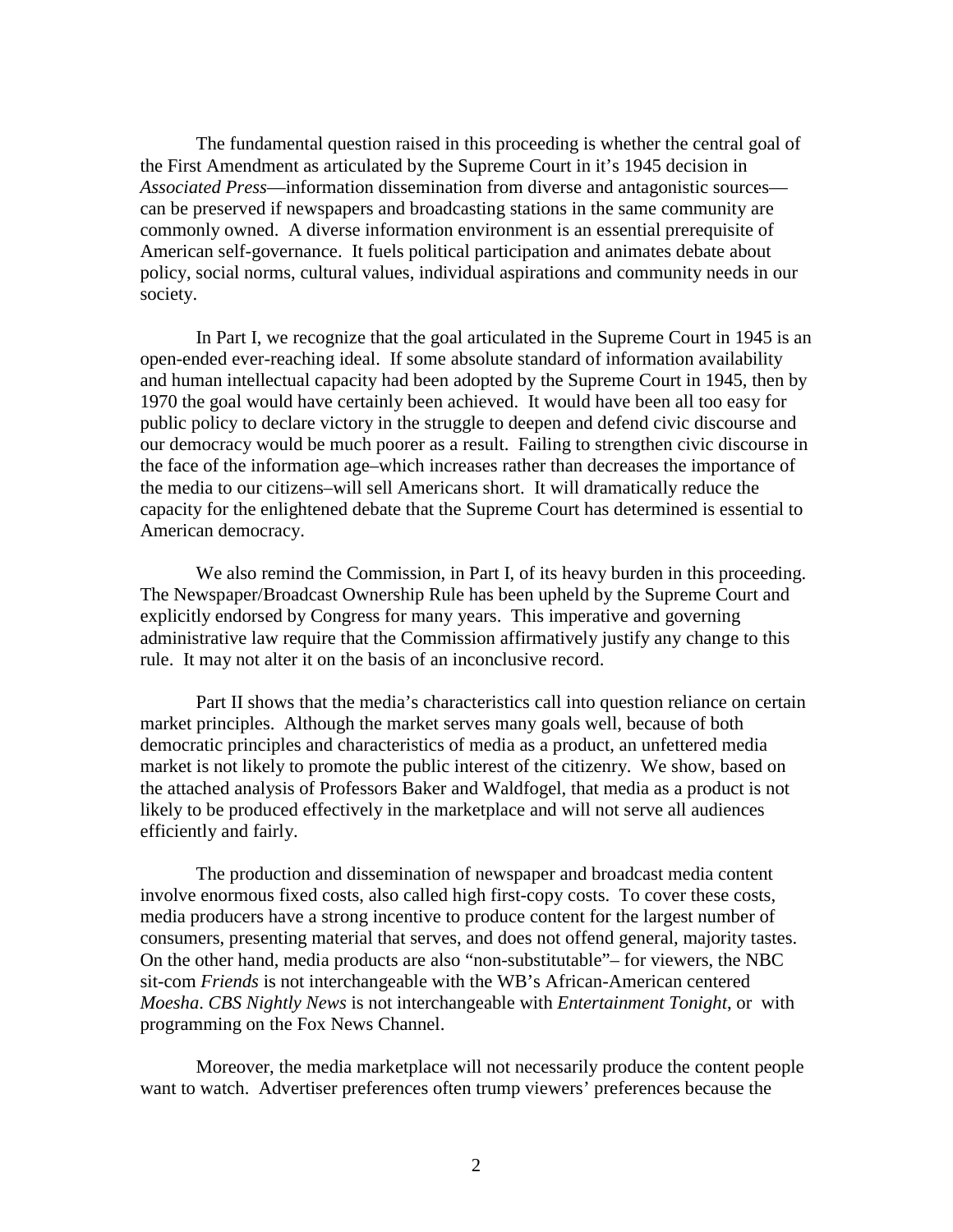The fundamental question raised in this proceeding is whether the central goal of the First Amendment as articulated by the Supreme Court in it's 1945 decision in *Associated Press*—information dissemination from diverse and antagonistic sources—can be preserved if newspapers and broadcasting stations in the same community are commonly owned. A diverse information environment is an essential prerequisite of American self-governance. It fuels political participation and animates debate about policy, social norms, cultural values, individual aspirations and community needs in our society.

In Part I, we recognize that the goal articulated in the Supreme Court in 1945 is an open-ended ever-reaching ideal. If some absolute standard of information availability and human intellectual capacity had been adopted by the Supreme Court in 1945, then by 1970 the goal would have certainly been achieved. It would have been all too easy for public policy to declare victory in the struggle to deepen and defend civic discourse and our democracy would be much poorer as a result. Failing to strengthen civic discourse in the face of the information age–which increases rather than decreases the importance of the media to our citizens–will sell Americans short. It will dramatically reduce the capacity for the enlightened debate that the Supreme Court has determined is essential to American democracy.

We also remind the Commission, in Part I, of its heavy burden in this proceeding. The Newspaper/Broadcast Ownership Rule has been upheld by the Supreme Court and explicitly endorsed by Congress for many years. This imperative and governing administrative law require that the Commission affirmatively justify any change to this rule. It may not alter it on the basis of an inconclusive record.

Part II shows that the media's characteristics call into question reliance on certain market principles. Although the market serves many goals well, because of both democratic principles and characteristics of media as a product, an unfettered media market is not likely to promote the public interest of the citizenry. We show, based on the attached analysis of Professors Baker and Waldfogel, that media as a product is not likely to be produced effectively in the marketplace and will not serve all audiences efficiently and fairly.

The production and dissemination of newspaper and broadcast media content involve enormous fixed costs, also called high first-copy costs. To cover these costs, media producers have a strong incentive to produce content for the largest number of consumers, presenting material that serves, and does not offend general, majority tastes. On the other hand, media products are also "non-substitutable"– for viewers, the NBC sit-com *Friends* is not interchangeable with the WB's African-American centered *Moesha*. *CBS Nightly News* is not interchangeable with *Entertainment Tonight*, or with programming on the Fox News Channel.

Moreover, the media marketplace will not necessarily produce the content people want to watch. Advertiser preferences often trump viewers' preferences because the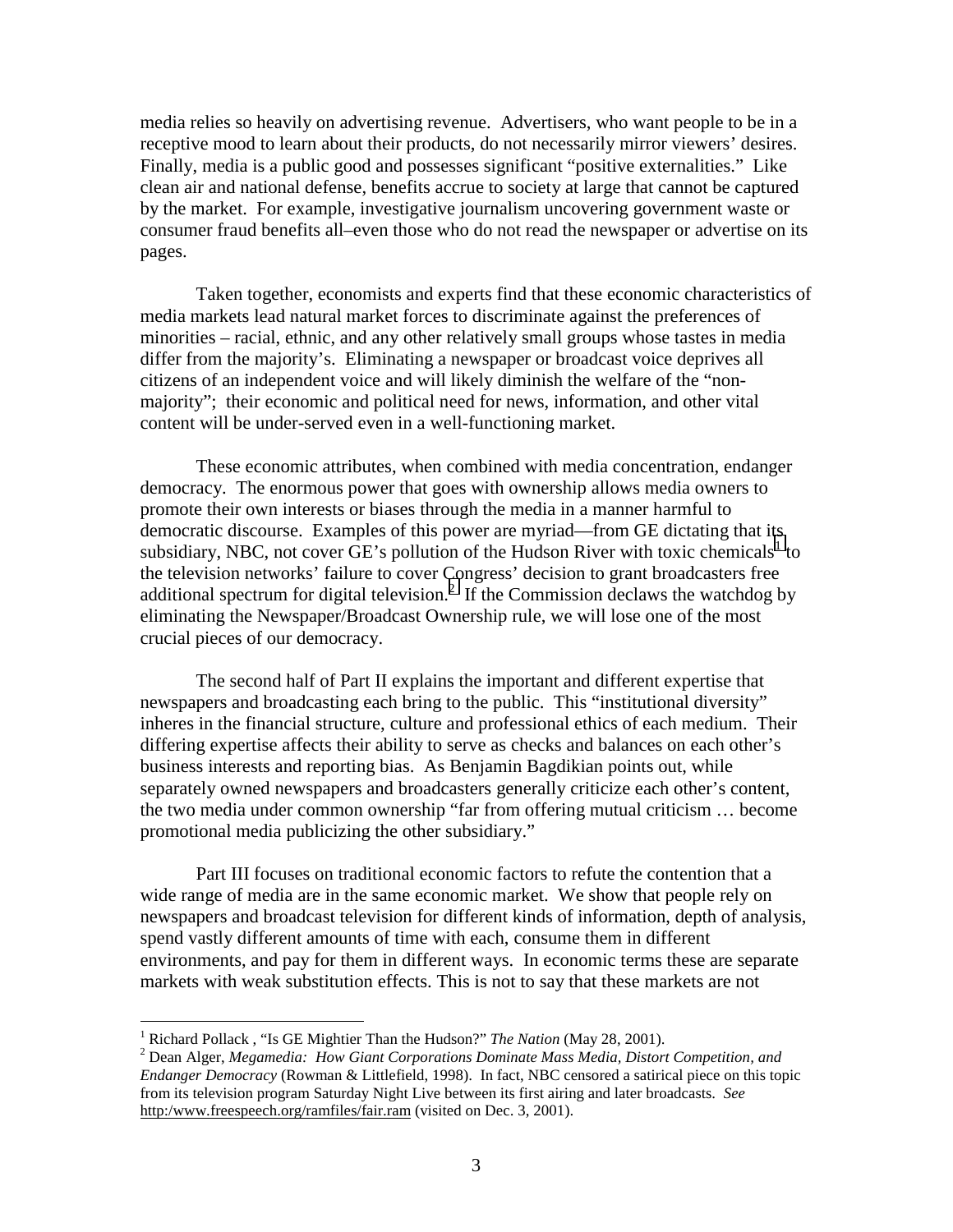media relies so heavily on advertising revenue. Advertisers, who want people to be in a receptive mood to learn about their products, do not necessarily mirror viewers' desires. Finally, media is a public good and possesses significant "positive externalities." Like clean air and national defense, benefits accrue to society at large that cannot be captured by the market. For example, investigative journalism uncovering government waste or consumer fraud benefits all–even those who do not read the newspaper or advertise on its pages.

Taken together, economists and experts find that these economic characteristics of media markets lead natural market forces to discriminate against the preferences of minorities – racial, ethnic, and any other relatively small groups whose tastes in media differ from the majority's. Eliminating a newspaper or broadcast voice deprives all citizens of an independent voice and will likely diminish the welfare of the "non-majority"; their economic and political need for news, information, and other vital content will be under-served even in a well-functioning market.

These economic attributes, when combined with media concentration, endanger democracy. The enormous power that goes with ownership allows media owners to promote their own interests or biases through the media in a manner harmful to democratic discourse. Examples of this power are myriad—from GE dictating that its subsidiary, NBC, not cover GE's pollution of the Hudson River with toxic chemicals[1] to the television networks' failure to cover Congress' decision to grant broadcasters free additional spectrum for digital television.[2] If the Commission declaws the watchdog by eliminating the Newspaper/Broadcast Ownership rule, we will lose one of the most crucial pieces of our democracy.

The second half of Part II explains the important and different expertise that newspapers and broadcasting each bring to the public. This "institutional diversity" inheres in the financial structure, culture and professional ethics of each medium. Their differing expertise affects their ability to serve as checks and balances on each other's business interests and reporting bias. As Benjamin Bagdikian points out, while separately owned newspapers and broadcasters generally criticize each other's content, the two media under common ownership "far from offering mutual criticism … become promotional media publicizing the other subsidiary."

Part III focuses on traditional economic factors to refute the contention that a wide range of media are in the same economic market. We show that people rely on newspapers and broadcast television for different kinds of information, depth of analysis, spend vastly different amounts of time with each, consume them in different environments, and pay for them in different ways. In economic terms these are separate markets with weak substitution effects. This is not to say that these markets are not

---

[1] Richard Pollack , "Is GE Mightier Than the Hudson?" *The Nation* (May 28, 2001).

[2] Dean Alger, *Megamedia: How Giant Corporations Dominate Mass Media, Distort Competition, and Endanger Democracy* (Rowman & Littlefield, 1998). In fact, NBC censored a satirical piece on this topic from its television program Saturday Night Live between its first airing and later broadcasts. *See* http:/www.freespeech.org/ramfiles/fair.ram (visited on Dec. 3, 2001).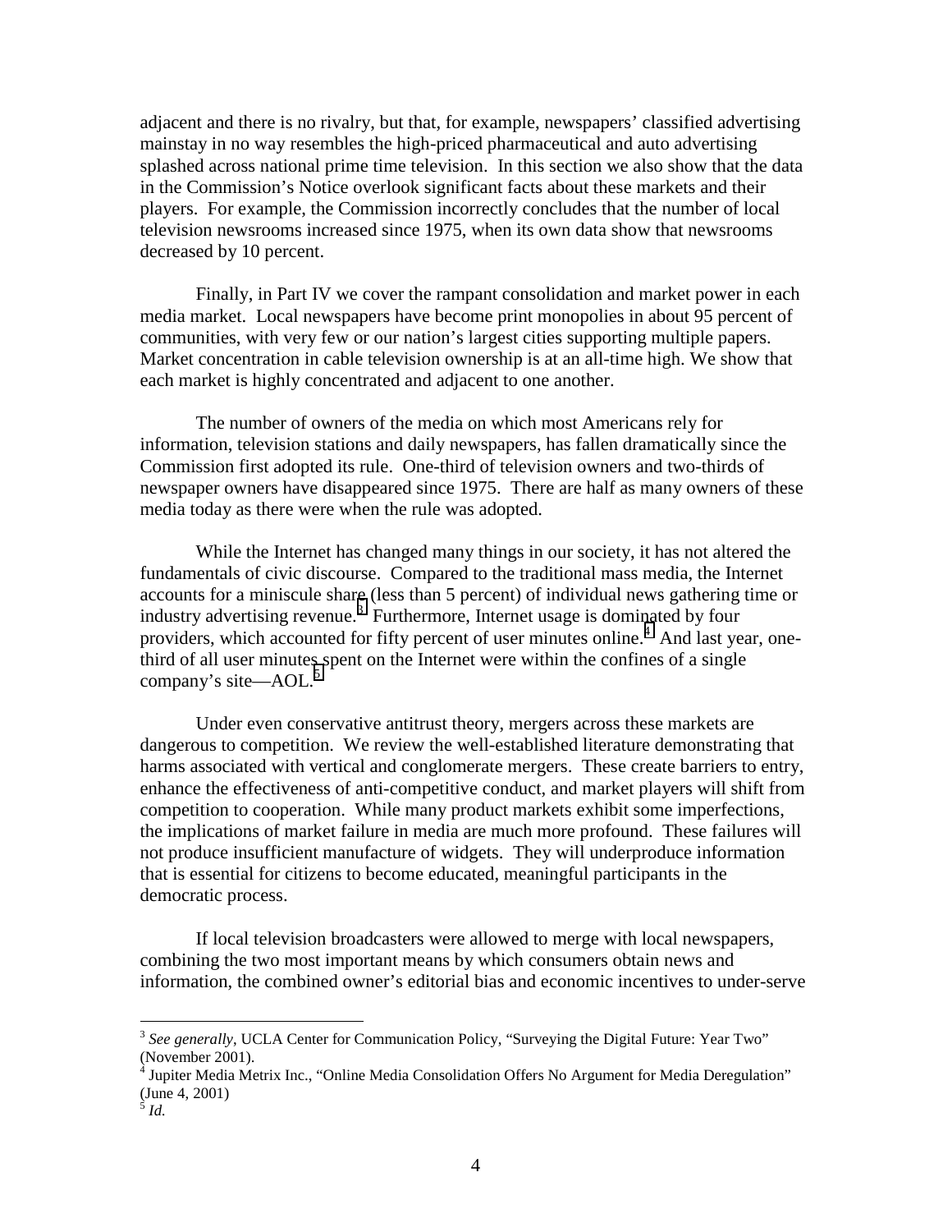adjacent and there is no rivalry, but that, for example, newspapers' classified advertising mainstay in no way resembles the high-priced pharmaceutical and auto advertising splashed across national prime time television. In this section we also show that the data in the Commission's Notice overlook significant facts about these markets and their players. For example, the Commission incorrectly concludes that the number of local television newsrooms increased since 1975, when its own data show that newsrooms decreased by 10 percent.

Finally, in Part IV we cover the rampant consolidation and market power in each media market. Local newspapers have become print monopolies in about 95 percent of communities, with very few or our nation's largest cities supporting multiple papers. Market concentration in cable television ownership is at an all-time high. We show that each market is highly concentrated and adjacent to one another.

The number of owners of the media on which most Americans rely for information, television stations and daily newspapers, has fallen dramatically since the Commission first adopted its rule. One-third of television owners and two-thirds of newspaper owners have disappeared since 1975. There are half as many owners of these media today as there were when the rule was adopted.

While the Internet has changed many things in our society, it has not altered the fundamentals of civic discourse. Compared to the traditional mass media, the Internet accounts for a miniscule share (less than 5 percent) of individual news gathering time or industry advertising revenue.[3] Furthermore, Internet usage is dominated by four providers, which accounted for fifty percent of user minutes online.[4] And last year, one-third of all user minutes spent on the Internet were within the confines of a single company's site—AOL.[5]

Under even conservative antitrust theory, mergers across these markets are dangerous to competition. We review the well-established literature demonstrating that harms associated with vertical and conglomerate mergers. These create barriers to entry, enhance the effectiveness of anti-competitive conduct, and market players will shift from competition to cooperation. While many product markets exhibit some imperfections, the implications of market failure in media are much more profound. These failures will not produce insufficient manufacture of widgets. They will underproduce information that is essential for citizens to become educated, meaningful participants in the democratic process.

If local television broadcasters were allowed to merge with local newspapers, combining the two most important means by which consumers obtain news and information, the combined owner's editorial bias and economic incentives to under-serve

---

[3] *See generally*, UCLA Center for Communication Policy, "Surveying the Digital Future: Year Two" (November 2001).

[4] Jupiter Media Metrix Inc., "Online Media Consolidation Offers No Argument for Media Deregulation" (June 4, 2001)

[5] *Id.*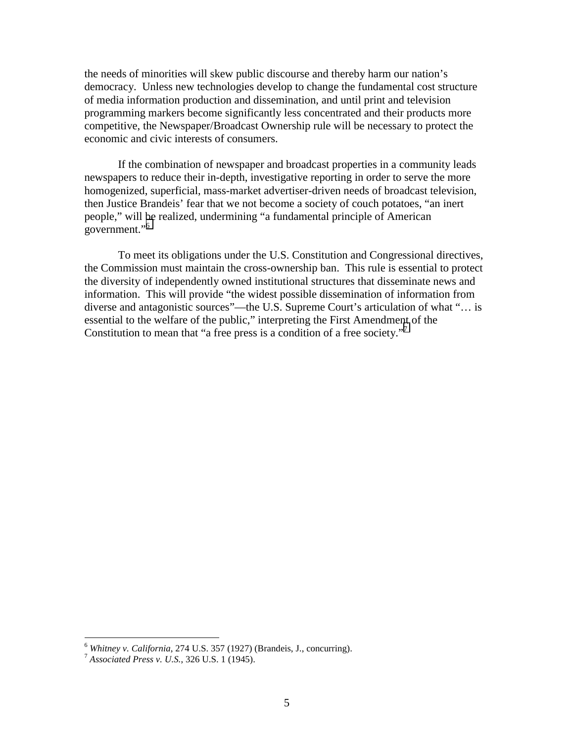the needs of minorities will skew public discourse and thereby harm our nation's democracy. Unless new technologies develop to change the fundamental cost structure of media information production and dissemination, and until print and television programming markers become significantly less concentrated and their products more competitive, the Newspaper/Broadcast Ownership rule will be necessary to protect the economic and civic interests of consumers.

If the combination of newspaper and broadcast properties in a community leads newspapers to reduce their in-depth, investigative reporting in order to serve the more homogenized, superficial, mass-market advertiser-driven needs of broadcast television, then Justice Brandeis' fear that we not become a society of couch potatoes, "an inert people," will be realized, undermining "a fundamental principle of American government."[6]

To meet its obligations under the U.S. Constitution and Congressional directives, the Commission must maintain the cross-ownership ban. This rule is essential to protect the diversity of independently owned institutional structures that disseminate news and information. This will provide "the widest possible dissemination of information from diverse and antagonistic sources"—the U.S. Supreme Court's articulation of what "… is essential to the welfare of the public," interpreting the First Amendment of the Constitution to mean that "a free press is a condition of a free society."[7]

---

[6] *Whitney v. California*, 274 U.S. 357 (1927) (Brandeis, J., concurring).

[7] *Associated Press v. U.S.*, 326 U.S. 1 (1945).